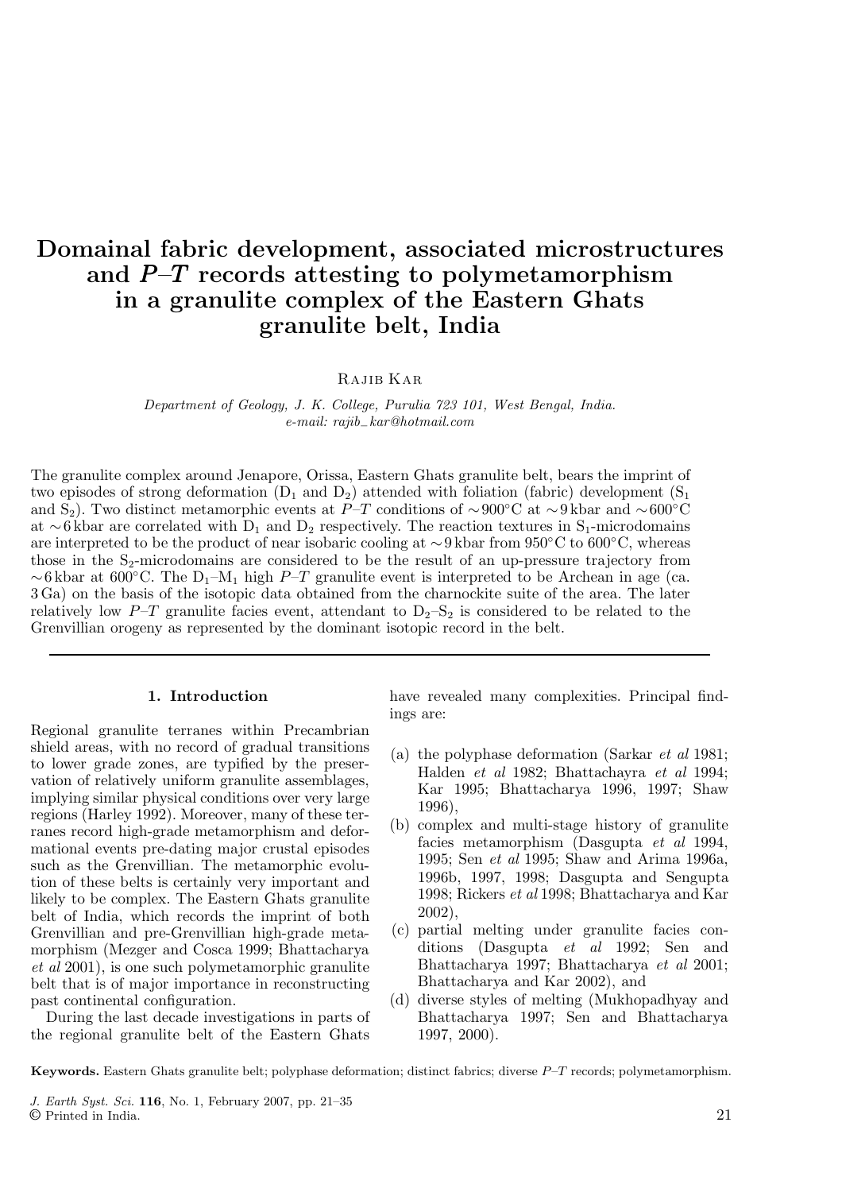# Domainal fabric development, associated microstructures and *P–T* records attesting to polymetamorphism in a granulite complex of the Eastern Ghats granulite belt, India

Rajib Kar

*Department of Geology, J. K. College, Purulia 723 101, West Bengal, India.*
*e-mail: rajib_kar@hotmail.com*

The granulite complex around Jenapore, Orissa, Eastern Ghats granulite belt, bears the imprint of two episodes of strong deformation ($D_1$ and $D_2$) attended with foliation (fabric) development ($S_1$ and $S_2$). Two distinct metamorphic events at *P–T* conditions of ∼900°C at ∼9 kbar and ∼600°C at ∼6 kbar are correlated with $D_1$ and $D_2$ respectively. The reaction textures in $S_1$-microdomains are interpreted to be the product of near isobaric cooling at ∼9 kbar from 950°C to 600°C, whereas those in the $S_2$-microdomains are considered to be the result of an up-pressure trajectory from ∼6 kbar at 600°C. The $D_1$–$M_1$ high *P–T* granulite event is interpreted to be Archean in age (ca. 3 Ga) on the basis of the isotopic data obtained from the charnockite suite of the area. The later relatively low *P–T* granulite facies event, attendant to $D_2$–$S_2$ is considered to be related to the Grenvillian orogeny as represented by the dominant isotopic record in the belt.

## 1. Introduction

Regional granulite terranes within Precambrian shield areas, with no record of gradual transitions to lower grade zones, are typified by the preservation of relatively uniform granulite assemblages, implying similar physical conditions over very large regions (Harley 1992). Moreover, many of these terranes record high-grade metamorphism and deformational events pre-dating major crustal episodes such as the Grenvillian. The metamorphic evolution of these belts is certainly very important and likely to be complex. The Eastern Ghats granulite belt of India, which records the imprint of both Grenvillian and pre-Grenvillian high-grade metamorphism (Mezger and Cosca 1999; Bhattacharya *et al* 2001), is one such polymetamorphic granulite belt that is of major importance in reconstructing past continental configuration.

During the last decade investigations in parts of the regional granulite belt of the Eastern Ghats have revealed many complexities. Principal findings are:

(a) the polyphase deformation (Sarkar *et al* 1981; Halden *et al* 1982; Bhattachayra *et al* 1994; Kar 1995; Bhattacharya 1996, 1997; Shaw 1996),
(b) complex and multi-stage history of granulite facies metamorphism (Dasgupta *et al* 1994, 1995; Sen *et al* 1995; Shaw and Arima 1996a, 1996b, 1997, 1998; Dasgupta and Sengupta 1998; Rickers *et al* 1998; Bhattacharya and Kar 2002),
(c) partial melting under granulite facies conditions (Dasgupta *et al* 1992; Sen and Bhattacharya 1997; Bhattacharya *et al* 2001; Bhattacharya and Kar 2002), and
(d) diverse styles of melting (Mukhopadhyay and Bhattacharya 1997; Sen and Bhattacharya 1997, 2000).

**Keywords.** Eastern Ghats granulite belt; polyphase deformation; distinct fabrics; diverse *P–T* records; polymetamorphism.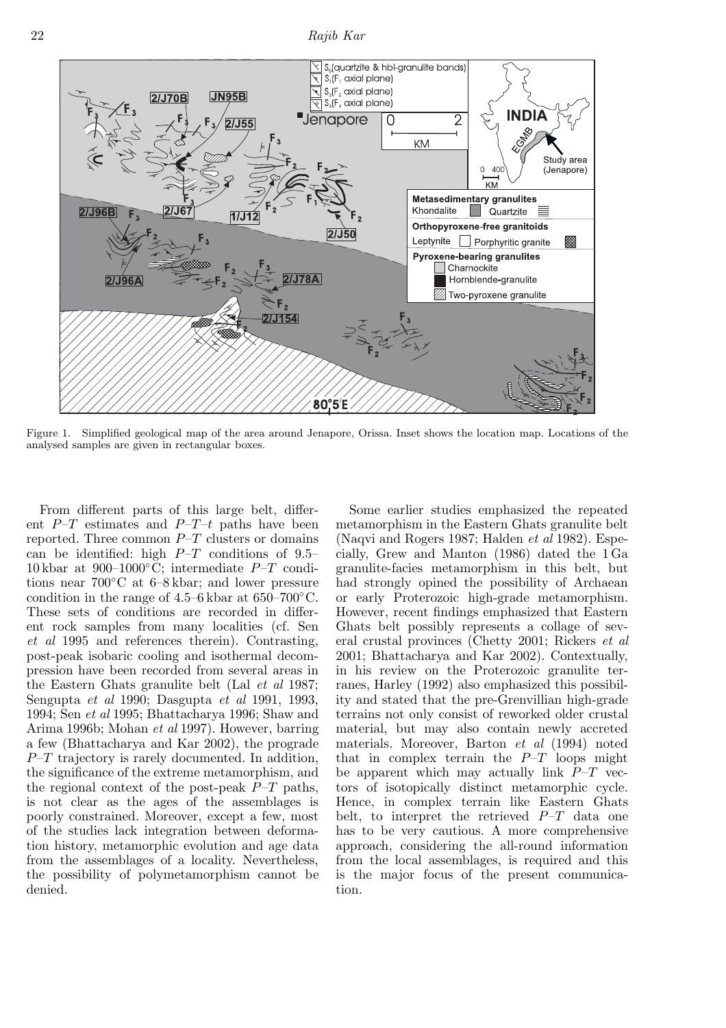Figure 1. Simplified geological map of the area around Jenapore, Orissa. Inset shows the location map. Locations of the analysed samples are given in rectangular boxes.

From different parts of this large belt, different $P$–$T$ estimates and $P$–$T$–$t$ paths have been reported. Three common $P$–$T$ clusters or domains can be identified: high $P$–$T$ conditions of 9.5–10 kbar at 900–1000°C; intermediate $P$–$T$ conditions near 700°C at 6–8 kbar; and lower pressure condition in the range of 4.5–6 kbar at 650–700°C. These sets of conditions are recorded in different rock samples from many localities (cf. Sen *et al* 1995 and references therein). Contrasting, post-peak isobaric cooling and isothermal decompression have been recorded from several areas in the Eastern Ghats granulite belt (Lal *et al* 1987; Sengupta *et al* 1990; Dasgupta *et al* 1991, 1993, 1994; Sen *et al* 1995; Bhattacharya 1996; Shaw and Arima 1996b; Mohan *et al* 1997). However, barring a few (Bhattacharya and Kar 2002), the prograde $P$–$T$ trajectory is rarely documented. In addition, the significance of the extreme metamorphism, and the regional context of the post-peak $P$–$T$ paths, is not clear as the ages of the assemblages is poorly constrained. Moreover, except a few, most of the studies lack integration between deformation history, metamorphic evolution and age data from the assemblages of a locality. Nevertheless, the possibility of polymetamorphism cannot be denied.

Some earlier studies emphasized the repeated metamorphism in the Eastern Ghats granulite belt (Naqvi and Rogers 1987; Halden *et al* 1982). Especially, Grew and Manton (1986) dated the 1 Ga granulite-facies metamorphism in this belt, but had strongly opined the possibility of Archaean or early Proterozoic high-grade metamorphism. However, recent findings emphasized that Eastern Ghats belt possibly represents a collage of several crustal provinces (Chetty 2001; Rickers *et al* 2001; Bhattacharya and Kar 2002). Contextually, in his review on the Proterozoic granulite terranes, Harley (1992) also emphasized this possibility and stated that the pre-Grenvillian high-grade terrains not only consist of reworked older crustal material, but may also contain newly accreted materials. Moreover, Barton *et al* (1994) noted that in complex terrain the $P$–$T$ loops might be apparent which may actually link $P$–$T$ vectors of isotopically distinct metamorphic cycle. Hence, in complex terrain like Eastern Ghats belt, to interpret the retrieved $P$–$T$ data one has to be very cautious. A more comprehensive approach, considering the all-round information from the local assemblages, is required and this is the major focus of the present communication.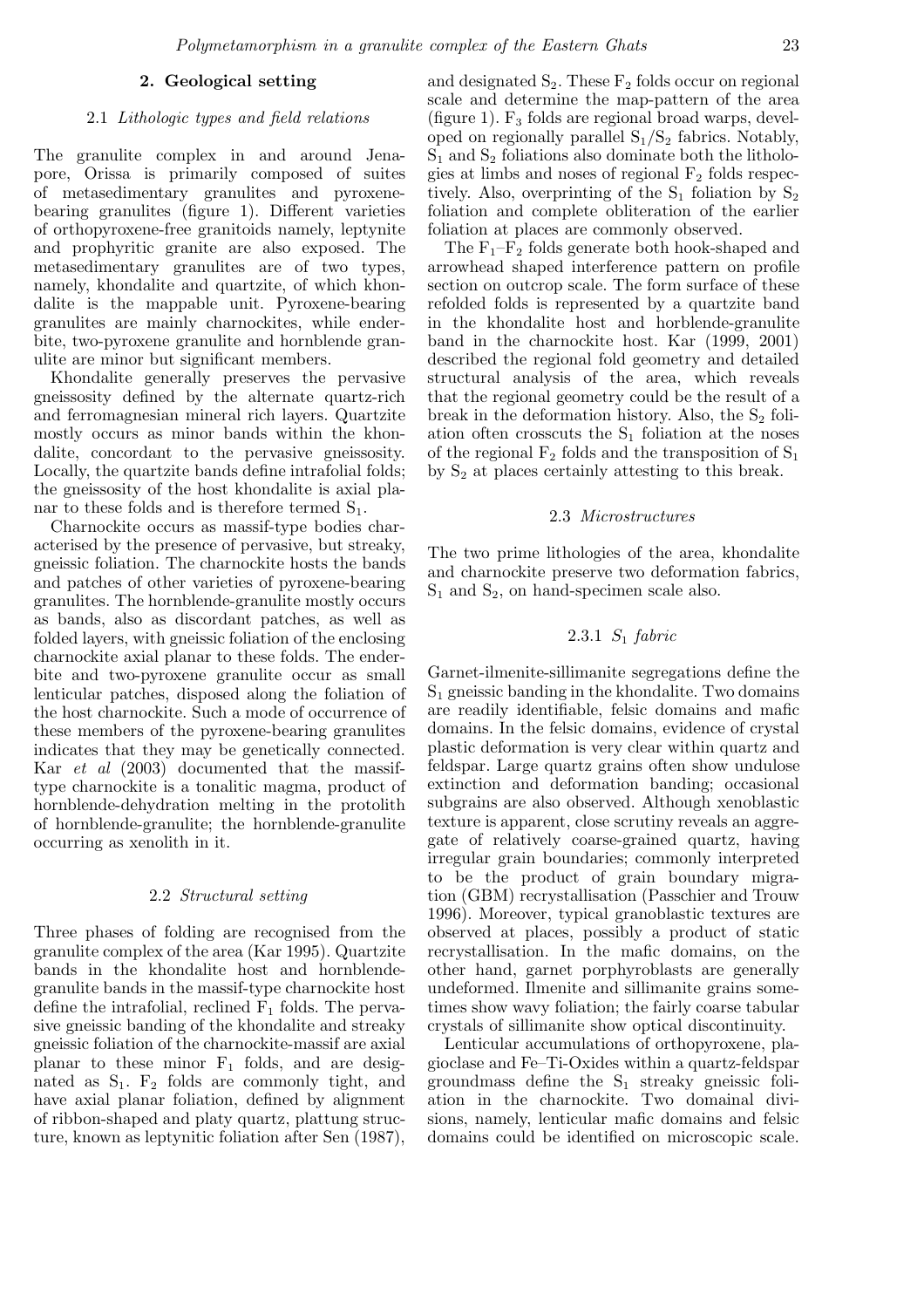## 2. Geological setting

### 2.1 *Lithologic types and field relations*

The granulite complex in and around Jenapore, Orissa is primarily composed of suites of metasedimentary granulites and pyroxene-bearing granulites (figure 1). Different varieties of orthopyroxene-free granitoids namely, leptynite and prophyritic granite are also exposed. The metasedimentary granulites are of two types, namely, khondalite and quartzite, of which khondalite is the mappable unit. Pyroxene-bearing granulites are mainly charnockites, while enderbite, two-pyroxene granulite and hornblende granulite are minor but significant members.

Khondalite generally preserves the pervasive gneissosity defined by the alternate quartz-rich and ferromagnesian mineral rich layers. Quartzite mostly occurs as minor bands within the khondalite, concordant to the pervasive gneissosity. Locally, the quartzite bands define intrafolial folds; the gneissosity of the host khondalite is axial planar to these folds and is therefore termed $S_1$.

Charnockite occurs as massif-type bodies characterised by the presence of pervasive, but streaky, gneissic foliation. The charnockite hosts the bands and patches of other varieties of pyroxene-bearing granulites. The hornblende-granulite mostly occurs as bands, also as discordant patches, as well as folded layers, with gneissic foliation of the enclosing charnockite axial planar to these folds. The enderbite and two-pyroxene granulite occur as small lenticular patches, disposed along the foliation of the host charnockite. Such a mode of occurrence of these members of the pyroxene-bearing granulites indicates that they may be genetically connected. Kar *et al* (2003) documented that the massif-type charnockite is a tonalitic magma, product of hornblende-dehydration melting in the protolith of hornblende-granulite; the hornblende-granulite occurring as xenolith in it.

### 2.2 *Structural setting*

Three phases of folding are recognised from the granulite complex of the area (Kar 1995). Quartzite bands in the khondalite host and hornblende-granulite bands in the massif-type charnockite host define the intrafolial, reclined $F_1$ folds. The pervasive gneissic banding of the khondalite and streaky gneissic foliation of the charnockite-massif are axial planar to these minor $F_1$ folds, and are designated as $S_1$. $F_2$ folds are commonly tight, and have axial planar foliation, defined by alignment of ribbon-shaped and platy quartz, plattung structure, known as leptynitic foliation after Sen (1987), and designated $S_2$. These $F_2$ folds occur on regional scale and determine the map-pattern of the area (figure 1). $F_3$ folds are regional broad warps, developed on regionally parallel $S_1/S_2$ fabrics. Notably, $S_1$ and $S_2$ foliations also dominate both the lithologies at limbs and noses of regional $F_2$ folds respectively. Also, overprinting of the $S_1$ foliation by $S_2$ foliation and complete obliteration of the earlier foliation at places are commonly observed.

The $F_1$–$F_2$ folds generate both hook-shaped and arrowhead shaped interference pattern on profile section on outcrop scale. The form surface of these refolded folds is represented by a quartzite band in the khondalite host and horblende-granulite band in the charnockite host. Kar (1999, 2001) described the regional fold geometry and detailed structural analysis of the area, which reveals that the regional geometry could be the result of a break in the deformation history. Also, the $S_2$ foliation often crosscuts the $S_1$ foliation at the noses of the regional $F_2$ folds and the transposition of $S_1$ by $S_2$ at places certainly attesting to this break.

### 2.3 *Microstructures*

The two prime lithologies of the area, khondalite and charnockite preserve two deformation fabrics, $S_1$ and $S_2$, on hand-specimen scale also.

#### 2.3.1 *$S_1$ fabric*

Garnet-ilmenite-sillimanite segregations define the $S_1$ gneissic banding in the khondalite. Two domains are readily identifiable, felsic domains and mafic domains. In the felsic domains, evidence of crystal plastic deformation is very clear within quartz and feldspar. Large quartz grains often show undulose extinction and deformation banding; occasional subgrains are also observed. Although xenoblastic texture is apparent, close scrutiny reveals an aggregate of relatively coarse-grained quartz, having irregular grain boundaries; commonly interpreted to be the product of grain boundary migration (GBM) recrystallisation (Passchier and Trouw 1996). Moreover, typical granoblastic textures are observed at places, possibly a product of static recrystallisation. In the mafic domains, on the other hand, garnet porphyroblasts are generally undeformed. Ilmenite and sillimanite grains sometimes show wavy foliation; the fairly coarse tabular crystals of sillimanite show optical discontinuity.

Lenticular accumulations of orthopyroxene, plagioclase and Fe–Ti-Oxides within a quartz-feldspar groundmass define the $S_1$ streaky gneissic foliation in the charnockite. Two domainal divisions, namely, lenticular mafic domains and felsic domains could be identified on microscopic scale.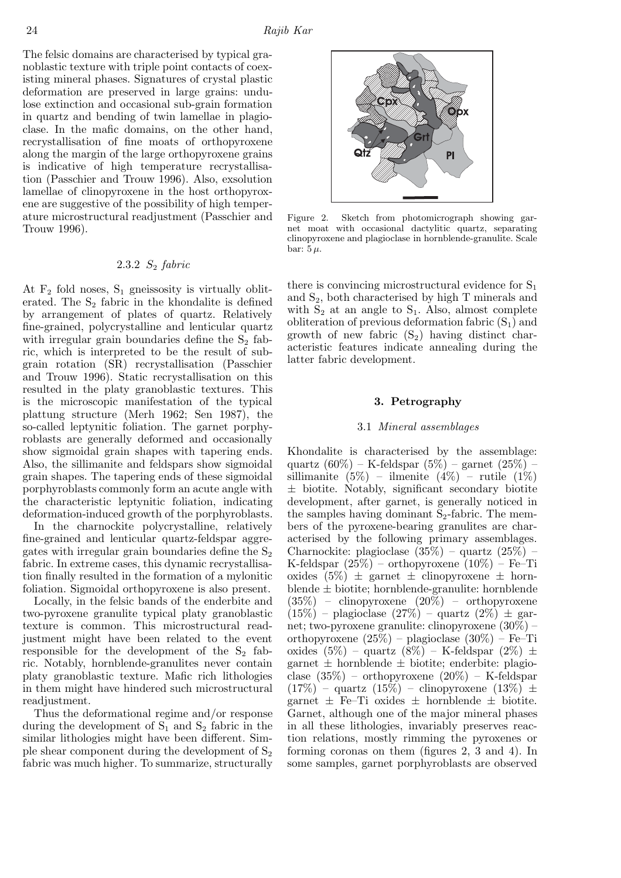The felsic domains are characterised by typical granoblastic texture with triple point contacts of coexisting mineral phases. Signatures of crystal plastic deformation are preserved in large grains: undulose extinction and occasional sub-grain formation in quartz and bending of twin lamellae in plagioclase. In the mafic domains, on the other hand, recrystallisation of fine moats of orthopyroxene along the margin of the large orthopyroxene grains is indicative of high temperature recrystallisation (Passchier and Trouw 1996). Also, exsolution lamellae of clinopyroxene in the host orthopyroxene are suggestive of the possibility of high temperature microstructural readjustment (Passchier and Trouw 1996).

#### 2.3.2 *$S_2$ fabric*

At $F_2$ fold noses, $S_1$ gneissosity is virtually obliterated. The $S_2$ fabric in the khondalite is defined by arrangement of plates of quartz. Relatively fine-grained, polycrystalline and lenticular quartz with irregular grain boundaries define the $S_2$ fabric, which is interpreted to be the result of subgrain rotation (SR) recrystallisation (Passchier and Trouw 1996). Static recrystallisation on this resulted in the platy granoblastic textures. This is the microscopic manifestation of the typical plattung structure (Merh 1962; Sen 1987), the so-called leptynitic foliation. The garnet porphyroblasts are generally deformed and occasionally show sigmoidal grain shapes with tapering ends. Also, the sillimanite and feldspars show sigmoidal grain shapes. The tapering ends of these sigmoidal porphyroblasts commonly form an acute angle with the characteristic leptynitic foliation, indicating deformation-induced growth of the porphyroblasts.

In the charnockite polycrystalline, relatively fine-grained and lenticular quartz-feldspar aggregates with irregular grain boundaries define the $S_2$ fabric. In extreme cases, this dynamic recrystallisation finally resulted in the formation of a mylonitic foliation. Sigmoidal orthopyroxene is also present.

Locally, in the felsic bands of the enderbite and two-pyroxene granulite typical platy granoblastic texture is common. This microstructural readjustment might have been related to the event responsible for the development of the $S_2$ fabric. Notably, hornblende-granulites never contain platy granoblastic texture. Mafic rich lithologies in them might have hindered such microstructural readjustment.

Thus the deformational regime and/or response during the development of $S_1$ and $S_2$ fabric in the similar lithologies might have been different. Simple shear component during the development of $S_2$ fabric was much higher. To summarize, structurally there is convincing microstructural evidence for $S_1$ and $S_2$, both characterised by high T minerals and with $S_2$ at an angle to $S_1$. Also, almost complete obliteration of previous deformation fabric ($S_1$) and growth of new fabric ($S_2$) having distinct characteristic features indicate annealing during the latter fabric development.

Figure 2. Sketch from photomicrograph showing garnet moat with occasional dactylitic quartz, separating clinopyroxene and plagioclase in hornblende-granulite. Scale bar: $5\,\mu$.

## 3. Petrography

### 3.1 *Mineral assemblages*

Khondalite is characterised by the assemblage: quartz (60%) – K-feldspar (5%) – garnet (25%) – sillimanite (5%) – ilmenite (4%) – rutile (1%) ± biotite. Notably, significant secondary biotite development, after garnet, is generally noticed in the samples having dominant $S_2$-fabric. The members of the pyroxene-bearing granulites are characterised by the following primary assemblages. Charnockite: plagioclase (35%) – quartz (25%) – K-feldspar (25%) – orthopyroxene (10%) – Fe–Ti oxides (5%) ± garnet ± clinopyroxene ± hornblende ± biotite; hornblende-granulite: hornblende (35%) – clinopyroxene (20%) – orthopyroxene (15%) – plagioclase (27%) – quartz (2%) ± garnet; two-pyroxene granulite: clinopyroxene (30%) – orthopyroxene (25%) – plagioclase (30%) – Fe–Ti oxides (5%) – quartz (8%) – K-feldspar (2%) ± garnet ± hornblende ± biotite; enderbite: plagioclase (35%) – orthopyroxene (20%) – K-feldspar (17%) – quartz (15%) – clinopyroxene (13%) ± garnet ± Fe–Ti oxides ± hornblende ± biotite. Garnet, although one of the major mineral phases in all these lithologies, invariably preserves reaction relations, mostly rimming the pyroxenes or forming coronas on them (figures 2, 3 and 4). In some samples, garnet porphyroblasts are observed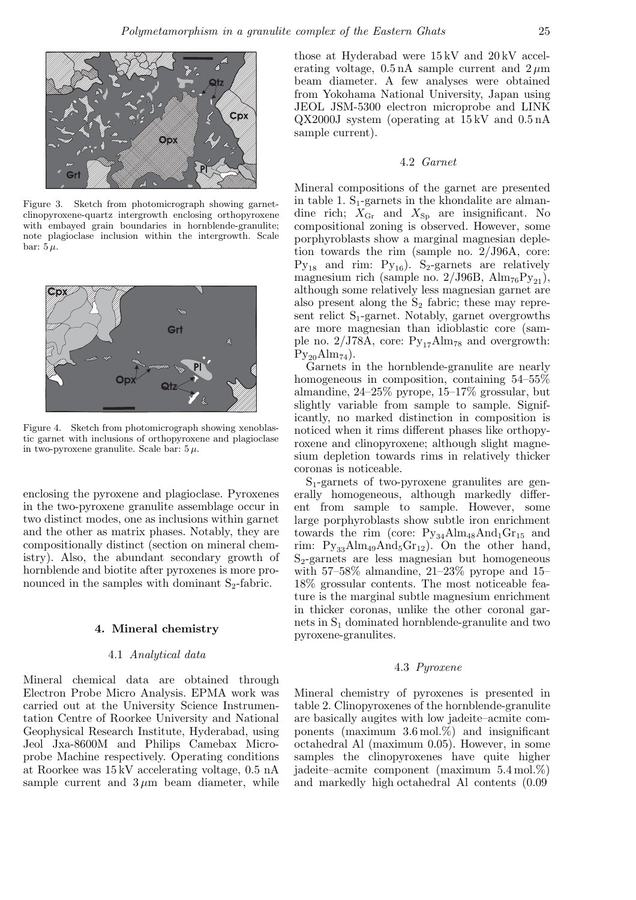Figure 3. Sketch from photomicrograph showing garnet-clinopyroxene-quartz intergrowth enclosing orthopyroxene with embayed grain boundaries in hornblende-granulite; note plagioclase inclusion within the intergrowth. Scale bar: $5\,\mu$.

Figure 4. Sketch from photomicrograph showing xenoblastic garnet with inclusions of orthopyroxene and plagioclase in two-pyroxene granulite. Scale bar: $5\,\mu$.

enclosing the pyroxene and plagioclase. Pyroxenes in the two-pyroxene granulite assemblage occur in two distinct modes, one as inclusions within garnet and the other as matrix phases. Notably, they are compositionally distinct (section on mineral chemistry). Also, the abundant secondary growth of hornblende and biotite after pyroxenes is more pronounced in the samples with dominant $S_2$-fabric.

## 4. Mineral chemistry

### 4.1 *Analytical data*

Mineral chemical data are obtained through Electron Probe Micro Analysis. EPMA work was carried out at the University Science Instrumentation Centre of Roorkee University and National Geophysical Research Institute, Hyderabad, using Jeol Jxa-8600M and Philips Camebax Microprobe Machine respectively. Operating conditions at Roorkee was 15 kV accelerating voltage, 0.5 nA sample current and $3\,\mu$m beam diameter, while those at Hyderabad were 15 kV and 20 kV accelerating voltage, 0.5 nA sample current and $2\,\mu$m beam diameter. A few analyses were obtained from Yokohama National University, Japan using JEOL JSM-5300 electron microprobe and LINK QX2000J system (operating at 15 kV and 0.5 nA sample current).

### 4.2 *Garnet*

Mineral compositions of the garnet are presented in table 1. $S_1$-garnets in the khondalite are almandine rich; $X_{Gr}$ and $X_{Sp}$ are insignificant. No compositional zoning is observed. However, some porphyroblasts show a marginal magnesian depletion towards the rim (sample no. 2/J96A, core: $Py_{18}$ and rim: $Py_{16}$). $S_2$-garnets are relatively magnesium rich (sample no. 2/J96B, $Alm_{76}Py_{21}$), although some relatively less magnesian garnet are also present along the $S_2$ fabric; these may represent relict $S_1$-garnet. Notably, garnet overgrowths are more magnesian than idioblastic core (sample no. 2/J78A, core: $Py_{17}Alm_{78}$ and overgrowth: $Py_{20}Alm_{74}$).

Garnets in the hornblende-granulite are nearly homogeneous in composition, containing 54–55% almandine, 24–25% pyrope, 15–17% grossular, but slightly variable from sample to sample. Significantly, no marked distinction in composition is noticed when it rims different phases like orthopyroxene and clinopyroxene; although slight magnesium depletion towards rims in relatively thicker coronas is noticeable.

$S_1$-garnets of two-pyroxene granulites are generally homogeneous, although markedly different from sample to sample. However, some large porphyroblasts show subtle iron enrichment towards the rim (core: $Py_{34}Alm_{48}And_1Gr_{15}$ and rim: $Py_{33}Alm_{49}And_5Gr_{12}$). On the other hand, $S_2$-garnets are less magnesian but homogeneous with 57–58% almandine, 21–23% pyrope and 15–18% grossular contents. The most noticeable feature is the marginal subtle magnesium enrichment in thicker coronas, unlike the other coronal garnets in $S_1$ dominated hornblende-granulite and two pyroxene-granulites.

### 4.3 *Pyroxene*

Mineral chemistry of pyroxenes is presented in table 2. Clinopyroxenes of the hornblende-granulite are basically augites with low jadeite–acmite components (maximum 3.6 mol.%) and insignificant octahedral Al (maximum 0.05). However, in some samples the clinopyroxenes have quite higher jadeite–acmite component (maximum 5.4 mol.%) and markedly high octahedral Al contents (0.09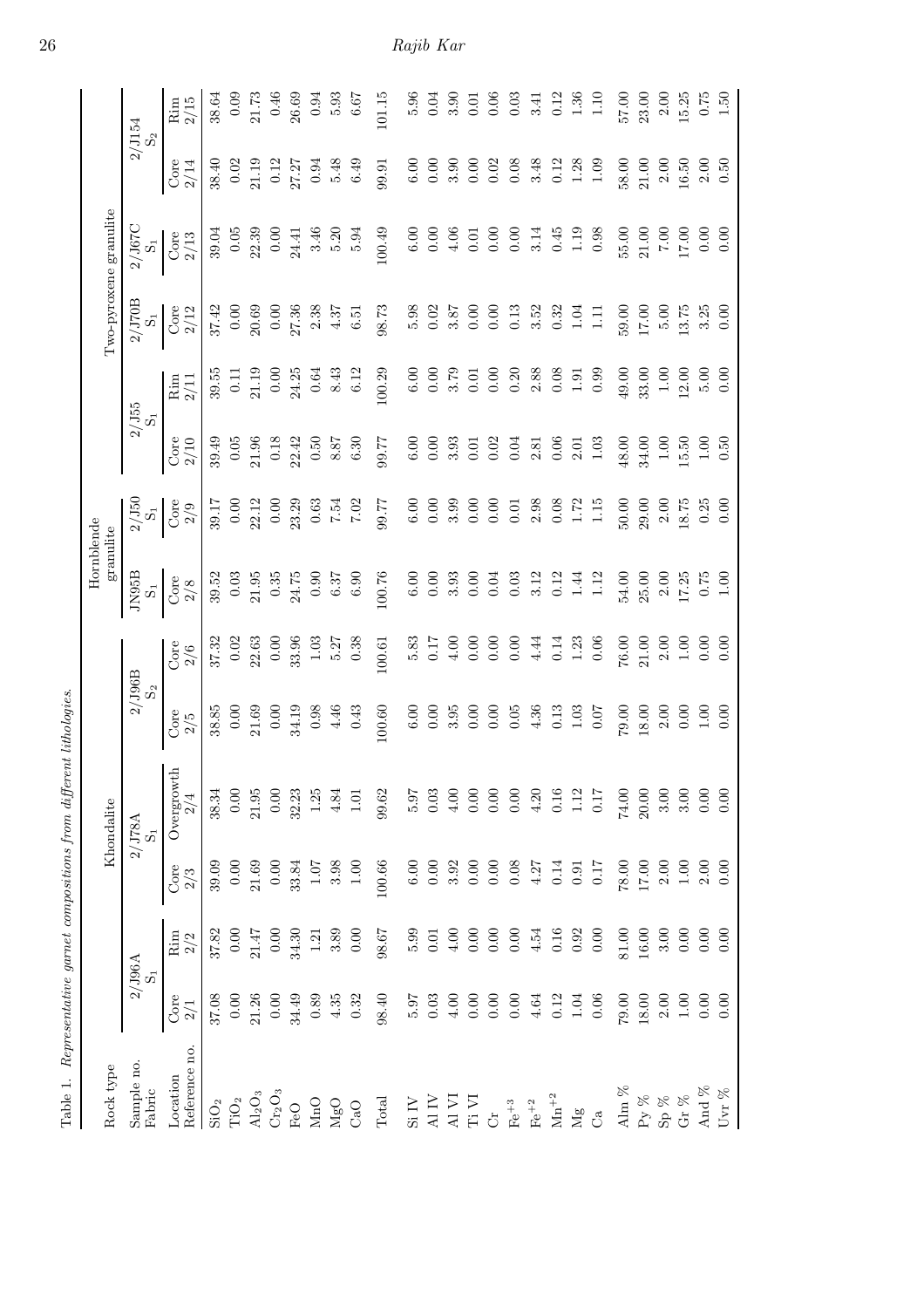Table 1. *Representative garnet compositions from different lithologies.*

| Rock type | Khondalite | | | | | | Hornblende granulite | | Two-pyroxene granulite | | | | | |
|---|---|---|---|---|---|---|---|---|---|---|---|---|---|---|
| Sample no. | 2/J96A | | 2/J78A | | 2/J96B | | JN95B | 2/J50 | 2/J55 | | 2/J70B | 2/J67C | 2/J154 | |
| Fabric | $S_1$ | | $S_1$ | | $S_2$ | | $S_1$ | $S_1$ | $S_1$ | | $S_1$ | $S_1$ | $S_2$ | |
| Location | Core | Rim | Core | Overgrowth | Core | Core | Core | Core | Core | Rim | Core | Core | Core | Rim |
| Reference no. | 2/1 | 2/2 | 2/3 | 2/4 | 2/5 | 2/6 | 2/8 | 2/9 | 2/10 | 2/11 | 2/12 | 2/13 | 2/14 | 2/15 |
| $SiO_2$ | 37.08 | 37.82 | 39.09 | 38.34 | 38.85 | 37.32 | 39.52 | 39.17 | 39.49 | 39.55 | 37.42 | 39.04 | 38.40 | 38.64 |
| $TiO_2$ | 0.00 | 0.00 | 0.00 | 0.00 | 0.00 | 0.02 | 0.03 | 0.00 | 0.05 | 0.11 | 0.00 | 0.05 | 0.02 | 0.09 |
| $Al_2O_3$ | 21.26 | 21.47 | 21.69 | 21.95 | 21.69 | 22.63 | 21.95 | 22.12 | 21.96 | 21.19 | 20.69 | 22.39 | 21.19 | 21.73 |
| $Cr_2O_3$ | 0.00 | 0.00 | 0.00 | 0.00 | 0.00 | 0.00 | 0.35 | 0.00 | 0.18 | 0.00 | 0.00 | 0.00 | 0.12 | 0.46 |
| FeO | 34.49 | 34.30 | 33.84 | 32.23 | 34.19 | 33.96 | 24.75 | 23.29 | 22.42 | 24.25 | 27.36 | 24.41 | 27.27 | 26.69 |
| MnO | 0.89 | 1.21 | 1.07 | 1.25 | 0.98 | 1.03 | 0.90 | 0.63 | 0.50 | 0.64 | 2.38 | 3.46 | 0.94 | 0.94 |
| MgO | 4.35 | 3.89 | 3.98 | 4.84 | 4.46 | 5.27 | 6.37 | 7.54 | 8.87 | 8.43 | 4.37 | 5.20 | 5.48 | 5.93 |
| CaO | 0.32 | 0.00 | 1.00 | 1.01 | 0.43 | 0.38 | 6.90 | 7.02 | 6.30 | 6.12 | 6.51 | 5.94 | 6.49 | 6.67 |
| Total | 98.40 | 98.67 | 100.66 | 99.62 | 100.60 | 100.61 | 100.76 | 99.77 | 99.77 | 100.29 | 98.73 | 100.49 | 99.91 | 101.15 |
| Si IV | 5.97 | 5.99 | 6.00 | 5.97 | 6.00 | 5.83 | 6.00 | 6.00 | 6.00 | 6.00 | 5.98 | 6.00 | 6.00 | 5.96 |
| Al IV | 0.03 | 0.01 | 0.00 | 0.03 | 0.00 | 0.17 | 0.00 | 0.00 | 0.00 | 0.00 | 0.02 | 0.00 | 0.00 | 0.04 |
| Al VI | 4.00 | 4.00 | 3.92 | 4.00 | 3.95 | 4.00 | 3.93 | 3.99 | 3.93 | 3.79 | 3.87 | 4.06 | 3.90 | 3.90 |
| Ti VI | 0.00 | 0.00 | 0.00 | 0.00 | 0.00 | 0.00 | 0.00 | 0.00 | 0.01 | 0.01 | 0.00 | 0.01 | 0.00 | 0.01 |
| Cr | 0.00 | 0.00 | 0.00 | 0.00 | 0.00 | 0.00 | 0.04 | 0.00 | 0.02 | 0.00 | 0.00 | 0.00 | 0.02 | 0.06 |
| $Fe^{+3}$ | 0.00 | 0.00 | 0.08 | 0.00 | 0.05 | 0.00 | 0.03 | 0.01 | 0.04 | 0.20 | 0.13 | 0.00 | 0.08 | 0.03 |
| $Fe^{+2}$ | 4.64 | 4.54 | 4.27 | 4.20 | 4.36 | 4.44 | 3.12 | 2.98 | 2.81 | 2.88 | 3.52 | 3.14 | 3.48 | 3.41 |
| $Mn^{+2}$ | 0.12 | 0.16 | 0.14 | 0.16 | 0.13 | 0.14 | 0.12 | 0.08 | 0.06 | 0.08 | 0.32 | 0.45 | 0.12 | 0.12 |
| Mg | 1.04 | 0.92 | 0.91 | 1.12 | 1.03 | 1.23 | 1.44 | 1.72 | 2.01 | 1.91 | 1.04 | 1.19 | 1.28 | 1.36 |
| Ca | 0.06 | 0.00 | 0.17 | 0.17 | 0.07 | 0.06 | 1.12 | 1.15 | 1.03 | 0.99 | 1.11 | 0.98 | 1.09 | 1.10 |
| Alm % | 79.00 | 81.00 | 78.00 | 74.00 | 79.00 | 76.00 | 54.00 | 50.00 | 48.00 | 49.00 | 59.00 | 55.00 | 58.00 | 57.00 |
| Py % | 18.00 | 16.00 | 17.00 | 20.00 | 18.00 | 21.00 | 25.00 | 29.00 | 34.00 | 33.00 | 17.00 | 21.00 | 21.00 | 23.00 |
| Sp % | 2.00 | 3.00 | 2.00 | 3.00 | 2.00 | 2.00 | 2.00 | 2.00 | 1.00 | 1.00 | 5.00 | 7.00 | 2.00 | 2.00 |
| Gr % | 1.00 | 0.00 | 1.00 | 3.00 | 0.00 | 1.00 | 17.25 | 18.75 | 15.50 | 12.00 | 13.75 | 17.00 | 16.50 | 15.25 |
| And % | 0.00 | 0.00 | 2.00 | 0.00 | 1.00 | 0.00 | 0.75 | 0.25 | 1.00 | 5.00 | 3.25 | 0.00 | 2.00 | 0.75 |
| Uvr % | 0.00 | 0.00 | 0.00 | 0.00 | 0.00 | 0.00 | 1.00 | 0.00 | 0.50 | 0.00 | 0.00 | 0.00 | 0.50 | 1.50 |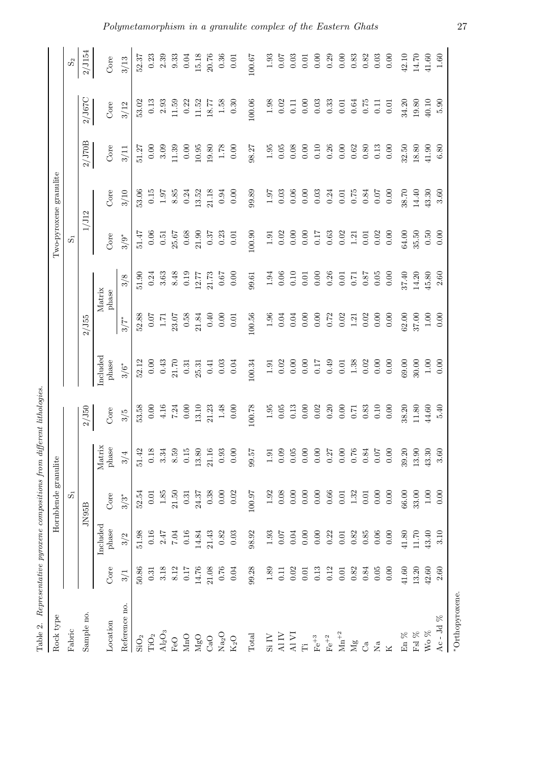Table 2. *Representative pyroxene compositions from different lithologies.*

| Rock type | Hornblende granulite | | | | | | | | Two-pyroxene granulite | | | | | |
|---|---|---|---|---|---|---|---|---|---|---|---|---|---|---|
| Fabric | $S_1$ | | | | | | | | $S_1$ | | | | | $S_2$ |
| Sample no. | JN95B | | | | 2/J50 | 2/J55 | | | 1/J12 | | 2/J70B | 2/J67C | | 2/J154 |
| Location | Core | Included phase | Core | Matrix phase | Core | Included phase | Matrix phase | | Core | Core | Core | Core | | Core |
| Reference no. | 3/1 | 3/2 | 3/3* | 3/4 | 3/5 | 3/6* | 3/7* | 3/8 | 3/9* | 3/10 | 3/11 | 3/12 | | 3/13 |
| $SiO_2$ | 50.86 | 51.98 | 52.54 | 51.42 | 53.58 | 52.12 | 52.88 | 51.90 | 51.47 | 53.06 | 51.27 | 53.02 | | 52.37 |
| $TiO_2$ | 0.31 | 0.16 | 0.01 | 0.18 | 0.00 | 0.00 | 0.07 | 0.24 | 0.06 | 0.15 | 0.00 | 0.13 | | 0.23 |
| $Al_2O_3$ | 3.18 | 2.47 | 1.85 | 3.34 | 4.16 | 0.43 | 1.71 | 3.63 | 0.51 | 1.97 | 3.09 | 2.93 | | 2.39 |
| FeO | 8.12 | 7.04 | 21.50 | 8.59 | 7.24 | 21.70 | 23.07 | 8.48 | 25.67 | 8.85 | 11.39 | 11.59 | | 9.33 |
| MnO | 0.17 | 0.16 | 0.31 | 0.15 | 0.00 | 0.31 | 0.58 | 0.19 | 0.68 | 0.24 | 0.00 | 0.22 | | 0.04 |
| MgO | 14.76 | 14.84 | 24.37 | 13.80 | 13.10 | 25.31 | 21.84 | 12.77 | 21.90 | 13.52 | 10.95 | 11.52 | | 15.18 |
| CaO | 21.08 | 21.43 | 0.38 | 21.16 | 21.23 | 0.41 | 0.40 | 21.73 | 0.37 | 21.18 | 19.80 | 18.77 | | 20.76 |
| $Na_2O$ | 0.76 | 0.82 | 0.00 | 0.93 | 1.48 | 0.03 | 0.00 | 0.67 | 0.23 | 0.94 | 1.78 | 1.58 | | 0.36 |
| $K_2O$ | 0.04 | 0.03 | 0.02 | 0.00 | 0.00 | 0.04 | 0.01 | 0.00 | 0.01 | 0.00 | 0.00 | 0.30 | | 0.01 |
| Total | 99.28 | 98.92 | 100.97 | 99.57 | 100.78 | 100.34 | 100.56 | 99.61 | 100.90 | 99.89 | 98.27 | 100.06 | | 100.67 |
| Si IV | 1.89 | 1.93 | 1.92 | 1.91 | 1.95 | 1.91 | 1.96 | 1.94 | 1.91 | 1.97 | 1.95 | 1.98 | | 1.93 |
| Al IV | 0.11 | 0.07 | 0.08 | 0.09 | 0.05 | 0.02 | 0.04 | 0.06 | 0.02 | 0.03 | 0.05 | 0.02 | | 0.07 |
| Al VI | 0.02 | 0.04 | 0.00 | 0.05 | 0.13 | 0.00 | 0.04 | 0.10 | 0.00 | 0.06 | 0.08 | 0.11 | | 0.03 |
| Ti | 0.01 | 0.00 | 0.00 | 0.00 | 0.00 | 0.00 | 0.00 | 0.01 | 0.00 | 0.00 | 0.00 | 0.00 | | 0.01 |
| $Fe^{+3}$ | 0.13 | 0.00 | 0.00 | 0.00 | 0.02 | 0.17 | 0.00 | 0.00 | 0.17 | 0.03 | 0.10 | 0.03 | | 0.00 |
| $Fe^{+2}$ | 0.12 | 0.22 | 0.66 | 0.27 | 0.20 | 0.49 | 0.72 | 0.26 | 0.63 | 0.24 | 0.26 | 0.33 | | 0.29 |
| $Mn^{+2}$ | 0.01 | 0.01 | 0.01 | 0.00 | 0.00 | 0.01 | 0.02 | 0.01 | 0.02 | 0.01 | 0.00 | 0.01 | | 0.00 |
| Mg | 0.82 | 0.82 | 1.32 | 0.76 | 0.71 | 1.38 | 1.21 | 0.71 | 1.21 | 0.75 | 0.62 | 0.64 | | 0.83 |
| Ca | 0.84 | 0.85 | 0.01 | 0.84 | 0.83 | 0.02 | 0.02 | 0.87 | 0.01 | 0.84 | 0.80 | 0.75 | | 0.82 |
| Na | 0.05 | 0.06 | 0.00 | 0.07 | 0.10 | 0.00 | 0.00 | 0.05 | 0.02 | 0.07 | 0.13 | 0.11 | | 0.03 |
| K | 0.00 | 0.00 | 0.00 | 0.00 | 0.00 | 0.00 | 0.00 | 0.00 | 0.00 | 0.00 | 0.00 | 0.01 | | 0.00 |
| En % | 41.60 | 41.80 | 66.00 | 39.20 | 38.20 | 69.00 | 62.00 | 37.40 | 64.00 | 38.70 | 32.50 | 34.20 | | 42.10 |
| Fsl % | 13.20 | 11.70 | 33.00 | 13.90 | 11.80 | 30.00 | 37.00 | 14.20 | 35.50 | 14.40 | 18.80 | 19.80 | | 14.70 |
| Wo % | 42.60 | 43.40 | 1.00 | 43.30 | 44.60 | 1.00 | 1.00 | 45.80 | 0.50 | 43.30 | 41.90 | 40.10 | | 41.60 |
| Ac - Jd % | 2.60 | 3.10 | 0.00 | 3.60 | 5.40 | 0.00 | 0.00 | 2.60 | 0.00 | 3.60 | 6.80 | 5.90 | | 1.60 |

*Orthopyroxene.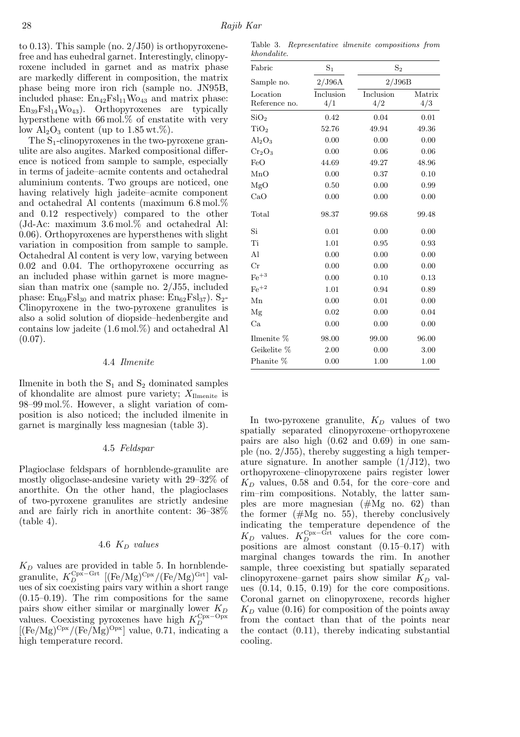to 0.13). This sample (no. 2/J50) is orthopyroxene-free and has euhedral garnet. Interestingly, clinopyroxene included in garnet and as matrix phase are markedly different in composition, the matrix phase being more iron rich (sample no. JN95B, included phase: $En_{42}Fsl_{11}Wo_{43}$ and matrix phase: $En_{39}Fsl_{14}Wo_{43}$). Orthopyroxenes are typically hypersthene with 66 mol.% of enstatite with very low $Al_2O_3$ content (up to 1.85 wt.%).

The $S_1$-clinopyroxenes in the two-pyroxene granulite are also augites. Marked compositional difference is noticed from sample to sample, especially in terms of jadeite–acmite contents and octahedral aluminium contents. Two groups are noticed, one having relatively high jadeite–acmite component and octahedral Al contents (maximum 6.8 mol.% and 0.12 respectively) compared to the other (Jd-Ac: maximum 3.6 mol.% and octahedral Al: 0.06). Orthopyroxenes are hypersthenes with slight variation in composition from sample to sample. Octahedral Al content is very low, varying between 0.02 and 0.04. The orthopyroxene occurring as an included phase within garnet is more magnesian than matrix one (sample no. 2/J55, included phase: $En_{69}Fsl_{30}$ and matrix phase: $En_{62}Fsl_{37}$). $S_2$-Clinopyroxene in the two-pyroxene granulites is also a solid solution of diopside–hedenbergite and contains low jadeite (1.6 mol.%) and octahedral Al (0.07).

### 4.4 *Ilmenite*

Ilmenite in both the $S_1$ and $S_2$ dominated samples of khondalite are almost pure variety; $X_{\text{Ilmenite}}$ is 98–99 mol.%. However, a slight variation of composition is also noticed; the included ilmenite in garnet is marginally less magnesian (table 3).

### 4.5 *Feldspar*

Plagioclase feldspars of hornblende-granulite are mostly oligoclase-andesine variety with 29–32% of anorthite. On the other hand, the plagioclases of two-pyroxene granulites are strictly andesine and are fairly rich in anorthite content: 36–38% (table 4).

### 4.6 $K_D$ *values*

$K_D$ values are provided in table 5. In hornblende-granulite, $K_D^{\text{Cpx-Grt}}$ [$(\text{Fe/Mg})^{\text{Cpx}}/(\text{Fe/Mg})^{\text{Grt}}$] values of six coexisting pairs vary within a short range (0.15–0.19). The rim compositions for the same pairs show either similar or marginally lower $K_D$ values. Coexisting pyroxenes have high $K_D^{\text{Cpx-Opx}}$ [$(\text{Fe/Mg})^{\text{Cpx}}/(\text{Fe/Mg})^{\text{Opx}}$] value, 0.71, indicating a high temperature record.

*Table 3. Representative ilmenite compositions from khondalite.*

| Fabric | $S_1$ | $S_2$ | |
|---|---|---|---|
| Sample no. | 2/J96A | 2/J96B | |
| Location | Inclusion | Inclusion | Matrix |
| Reference no. | 4/1 | 4/2 | 4/3 |
| $SiO_2$ | 0.42 | 0.04 | 0.01 |
| $TiO_2$ | 52.76 | 49.94 | 49.36 |
| $Al_2O_3$ | 0.00 | 0.00 | 0.00 |
| $Cr_2O_3$ | 0.00 | 0.06 | 0.06 |
| FeO | 44.69 | 49.27 | 48.96 |
| MnO | 0.00 | 0.37 | 0.10 |
| MgO | 0.50 | 0.00 | 0.99 |
| CaO | 0.00 | 0.00 | 0.00 |
| Total | 98.37 | 99.68 | 99.48 |
| Si | 0.01 | 0.00 | 0.00 |
| Ti | 1.01 | 0.95 | 0.93 |
| Al | 0.00 | 0.00 | 0.00 |
| Cr | 0.00 | 0.00 | 0.00 |
| $Fe^{+3}$ | 0.00 | 0.10 | 0.13 |
| $Fe^{+2}$ | 1.01 | 0.94 | 0.89 |
| Mn | 0.00 | 0.01 | 0.00 |
| Mg | 0.02 | 0.00 | 0.04 |
| Ca | 0.00 | 0.00 | 0.00 |
| Ilmenite % | 98.00 | 99.00 | 96.00 |
| Geikelite % | 2.00 | 0.00 | 3.00 |
| Phanite % | 0.00 | 1.00 | 1.00 |

In two-pyroxene granulite, $K_D$ values of two spatially separated clinopyroxene–orthopyroxene pairs are also high (0.62 and 0.69) in one sample (no. 2/J55), thereby suggesting a high temperature signature. In another sample (1/J12), two orthopyroxene–clinopyroxene pairs register lower $K_D$ values, 0.58 and 0.54, for the core–core and rim–rim compositions. Notably, the latter samples are more magnesian (#Mg no. 62) than the former (#Mg no. 55), thereby conclusively indicating the temperature dependence of the $K_D$ values. $K_D^{\text{Cpx-Grt}}$ values for the core compositions are almost constant (0.15–0.17) with marginal changes towards the rim. In another sample, three coexisting but spatially separated clinopyroxene–garnet pairs show similar $K_D$ values (0.14, 0.15, 0.19) for the core compositions. Coronal garnet on clinopyroxene, records higher $K_D$ value (0.16) for composition of the points away from the contact than that of the points near the contact (0.11), thereby indicating substantial cooling.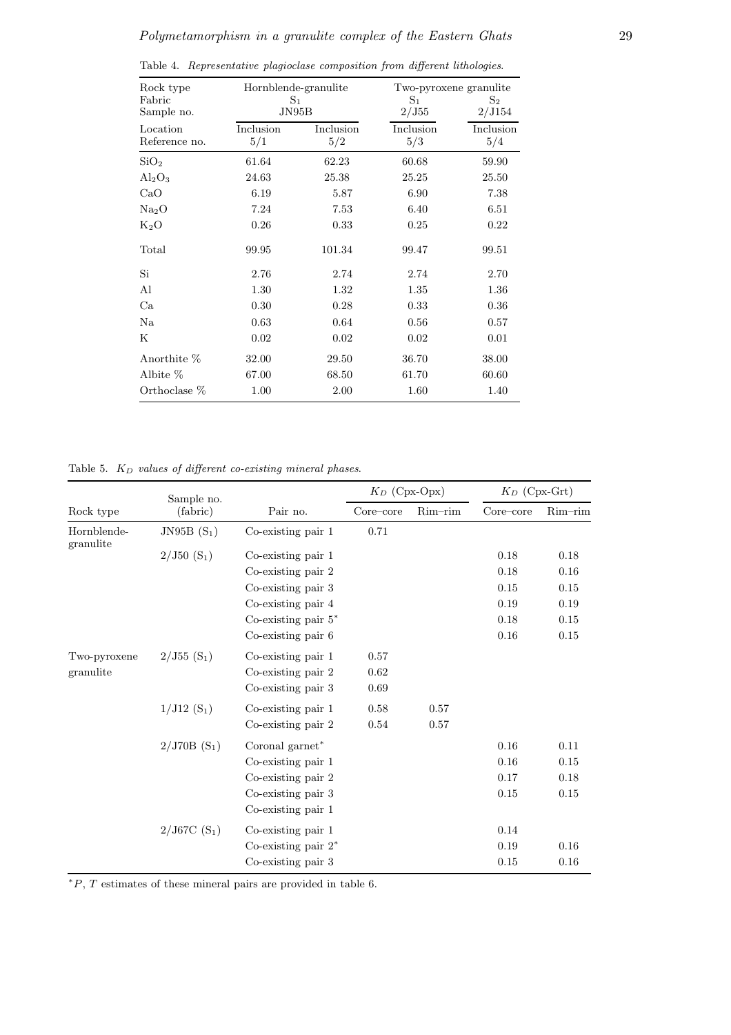Table 4. *Representative plagioclase composition from different lithologies.*

| Rock type | Hornblende-granulite | | Two-pyroxene granulite | |
|---|---|---|---|---|
| Fabric | $S_1$ | | $S_1$ | $S_2$ |
| Sample no. | JN95B | | 2/J55 | 2/J154 |
| Location | Inclusion | Inclusion | Inclusion | Inclusion |
| Reference no. | 5/1 | 5/2 | 5/3 | 5/4 |
| $SiO_2$ | 61.64 | 62.23 | 60.68 | 59.90 |
| $Al_2O_3$ | 24.63 | 25.38 | 25.25 | 25.50 |
| CaO | 6.19 | 5.87 | 6.90 | 7.38 |
| $Na_2O$ | 7.24 | 7.53 | 6.40 | 6.51 |
| $K_2O$ | 0.26 | 0.33 | 0.25 | 0.22 |
| Total | 99.95 | 101.34 | 99.47 | 99.51 |
| Si | 2.76 | 2.74 | 2.74 | 2.70 |
| Al | 1.30 | 1.32 | 1.35 | 1.36 |
| Ca | 0.30 | 0.28 | 0.33 | 0.36 |
| Na | 0.63 | 0.64 | 0.56 | 0.57 |
| K | 0.02 | 0.02 | 0.02 | 0.01 |
| Anorthite % | 32.00 | 29.50 | 36.70 | 38.00 |
| Albite % | 67.00 | 68.50 | 61.70 | 60.60 |
| Orthoclase % | 1.00 | 2.00 | 1.60 | 1.40 |

Table 5. *$K_D$ values of different co-existing mineral phases.*

| Rock type | Sample no. (fabric) | Pair no. | $K_D$ (Cpx-Opx) Core–core | $K_D$ (Cpx-Opx) Rim–rim | $K_D$ (Cpx-Grt) Core–core | $K_D$ (Cpx-Grt) Rim–rim |
|---|---|---|---|---|---|---|
| Hornblende-granulite | JN95B ($S_1$) | Co-existing pair 1 | 0.71 | | | |
| | 2/J50 ($S_1$) | Co-existing pair 1 | | | 0.18 | 0.18 |
| | | Co-existing pair 2 | | | 0.18 | 0.16 |
| | | Co-existing pair 3 | | | 0.15 | 0.15 |
| | | Co-existing pair 4 | | | 0.19 | 0.19 |
| | | Co-existing pair 5* | | | 0.18 | 0.15 |
| | | Co-existing pair 6 | | | 0.16 | 0.15 |
| Two-pyroxene granulite | 2/J55 ($S_1$) | Co-existing pair 1 | 0.57 | | | |
| | | Co-existing pair 2 | 0.62 | | | |
| | | Co-existing pair 3 | 0.69 | | | |
| | 1/J12 ($S_1$) | Co-existing pair 1 | 0.58 | 0.57 | | |
| | | Co-existing pair 2 | 0.54 | 0.57 | | |
| | 2/J70B ($S_1$) | Coronal garnet* | | | 0.16 | 0.11 |
| | | Co-existing pair 1 | | | 0.16 | 0.15 |
| | | Co-existing pair 2 | | | 0.17 | 0.18 |
| | | Co-existing pair 3 | | | 0.15 | 0.15 |
| | | Co-existing pair 1 | | | | |
| | 2/J67C ($S_1$) | Co-existing pair 1 | | | 0.14 | |
| | | Co-existing pair 2* | | | 0.19 | 0.16 |
| | | Co-existing pair 3 | | | 0.15 | 0.16 |

*$P$, $T$ estimates of these mineral pairs are provided in table 6.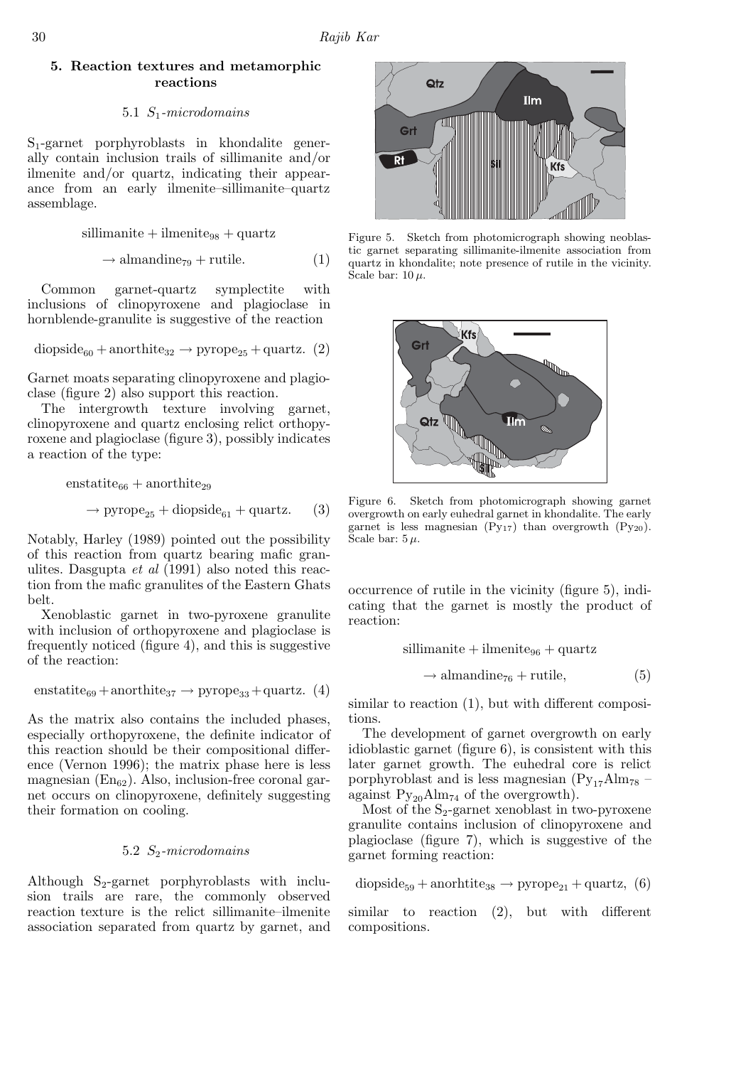## 5. Reaction textures and metamorphic reactions

### 5.1 *$S_1$-microdomains*

$S_1$-garnet porphyroblasts in khondalite generally contain inclusion trails of sillimanite and/or ilmenite and/or quartz, indicating their appearance from an early ilmenite–sillimanite–quartz assemblage.

$$\text{sillimanite} + \text{ilmenite}_{98} + \text{quartz}$$
$$\rightarrow \text{almandine}_{79} + \text{rutile}. \quad (1)$$

Common garnet-quartz symplectite with inclusions of clinopyroxene and plagioclase in hornblende-granulite is suggestive of the reaction

$$\text{diopside}_{60} + \text{anorthite}_{32} \rightarrow \text{pyrope}_{25} + \text{quartz}. \quad (2)$$

Garnet moats separating clinopyroxene and plagioclase (figure 2) also support this reaction.

The intergrowth texture involving garnet, clinopyroxene and quartz enclosing relict orthopyroxene and plagioclase (figure 3), possibly indicates a reaction of the type:

$$\text{enstatite}_{66} + \text{anorthite}_{29}$$
$$\rightarrow \text{pyrope}_{25} + \text{diopside}_{61} + \text{quartz}. \quad (3)$$

Notably, Harley (1989) pointed out the possibility of this reaction from quartz bearing mafic granulites. Dasgupta *et al* (1991) also noted this reaction from the mafic granulites of the Eastern Ghats belt.

Xenoblastic garnet in two-pyroxene granulite with inclusion of orthopyroxene and plagioclase is frequently noticed (figure 4), and this is suggestive of the reaction:

$$\text{enstatite}_{69} + \text{anorthite}_{37} \rightarrow \text{pyrope}_{33} + \text{quartz}. \quad (4)$$

As the matrix also contains the included phases, especially orthopyroxene, the definite indicator of this reaction should be their compositional difference (Vernon 1996); the matrix phase here is less magnesian ($En_{62}$). Also, inclusion-free coronal garnet occurs on clinopyroxene, definitely suggesting their formation on cooling.

### 5.2 *$S_2$-microdomains*

Although $S_2$-garnet porphyroblasts with inclusion trails are rare, the commonly observed reaction texture is the relict sillimanite–ilmenite association separated from quartz by garnet, and occurrence of rutile in the vicinity (figure 5), indicating that the garnet is mostly the product of reaction:

$$\text{sillimanite} + \text{ilmenite}_{96} + \text{quartz}$$
$$\rightarrow \text{almandine}_{76} + \text{rutile}, \quad (5)$$

similar to reaction (1), but with different compositions.

The development of garnet overgrowth on early idioblastic garnet (figure 6), is consistent with this later garnet growth. The euhedral core is relict porphyroblast and is less magnesian ($Py_{17}Alm_{78}$ – against $Py_{20}Alm_{74}$ of the overgrowth).

Most of the $S_2$-garnet xenoblast in two-pyroxene granulite contains inclusion of clinopyroxene and plagioclase (figure 7), which is suggestive of the garnet forming reaction:

$$\text{diopside}_{59} + \text{anorhtite}_{38} \rightarrow \text{pyrope}_{21} + \text{quartz}, \quad (6)$$

similar to reaction (2), but with different compositions.

Figure 5. Sketch from photomicrograph showing neoblastic garnet separating sillimanite-ilmenite association from quartz in khondalite; note presence of rutile in the vicinity. Scale bar: 10 $\mu$.

Figure 6. Sketch from photomicrograph showing garnet overgrowth on early euhedral garnet in khondalite. The early garnet is less magnesian ($Py_{17}$) than overgrowth ($Py_{20}$). Scale bar: 5 $\mu$.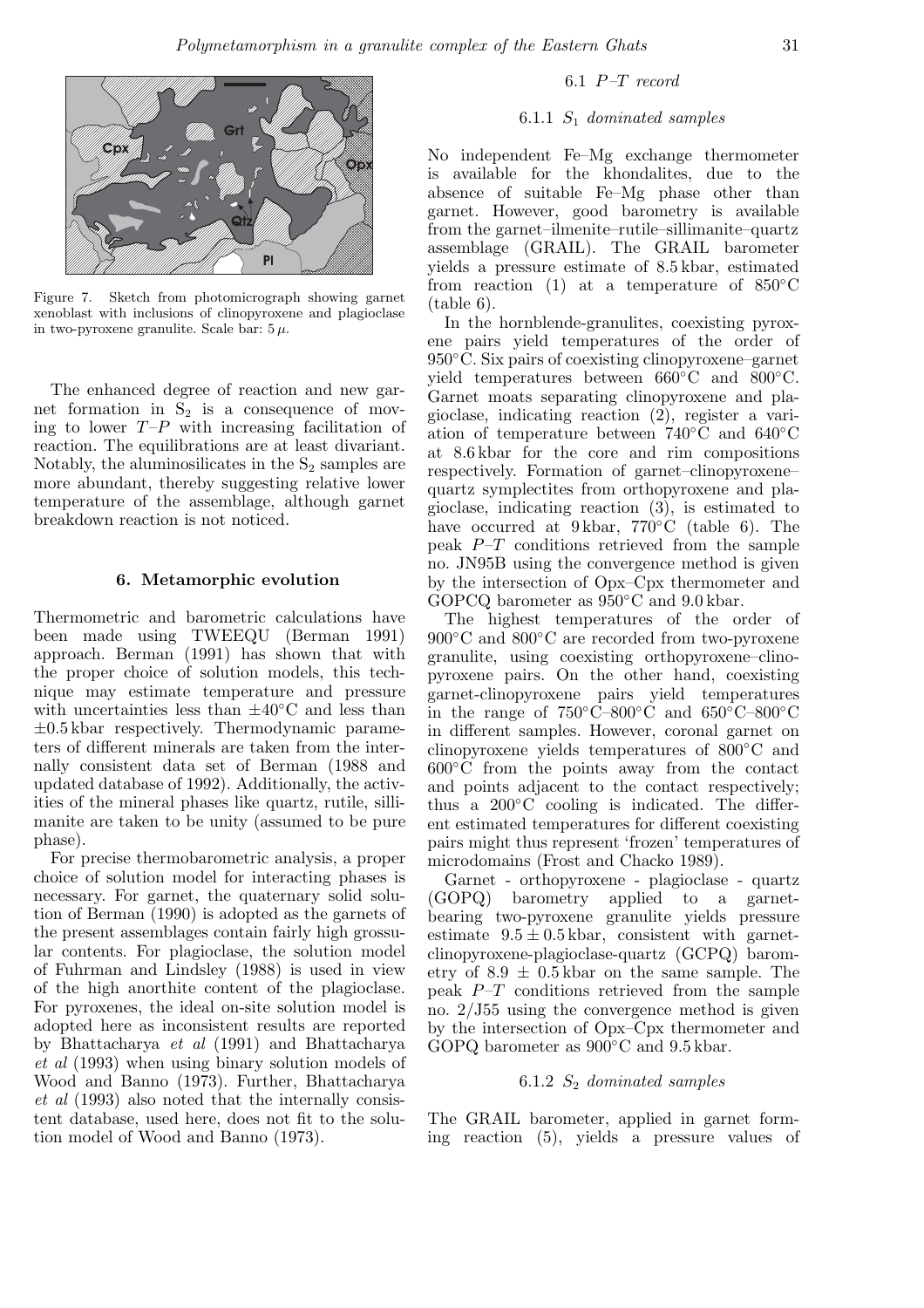Figure 7. Sketch from photomicrograph showing garnet xenoblast with inclusions of clinopyroxene and plagioclase in two-pyroxene granulite. Scale bar: 5 $\mu$.

The enhanced degree of reaction and new garnet formation in $S_2$ is a consequence of moving to lower $T$–$P$ with increasing facilitation of reaction. The equilibrations are at least divariant. Notably, the aluminosilicates in the $S_2$ samples are more abundant, thereby suggesting relative lower temperature of the assemblage, although garnet breakdown reaction is not noticed.

## 6. Metamorphic evolution

Thermometric and barometric calculations have been made using TWEEQU (Berman 1991) approach. Berman (1991) has shown that with the proper choice of solution models, this technique may estimate temperature and pressure with uncertainties less than $\pm 40°$C and less than $\pm 0.5$ kbar respectively. Thermodynamic parameters of different minerals are taken from the internally consistent data set of Berman (1988 and updated database of 1992). Additionally, the activities of the mineral phases like quartz, rutile, sillimanite are taken to be unity (assumed to be pure phase).

For precise thermobarometric analysis, a proper choice of solution model for interacting phases is necessary. For garnet, the quaternary solid solution of Berman (1990) is adopted as the garnets of the present assemblages contain fairly high grossular contents. For plagioclase, the solution model of Fuhrman and Lindsley (1988) is used in view of the high anorthite content of the plagioclase. For pyroxenes, the ideal on-site solution model is adopted here as inconsistent results are reported by Bhattacharya *et al* (1991) and Bhattacharya *et al* (1993) when using binary solution models of Wood and Banno (1973). Further, Bhattacharya *et al* (1993) also noted that the internally consistent database, used here, does not fit to the solution model of Wood and Banno (1973).

### 6.1 *P–T record*

#### 6.1.1 *$S_1$ dominated samples*

No independent Fe–Mg exchange thermometer is available for the khondalites, due to the absence of suitable Fe–Mg phase other than garnet. However, good barometry is available from the garnet–ilmenite–rutile–sillimanite–quartz assemblage (GRAIL). The GRAIL barometer yields a pressure estimate of 8.5 kbar, estimated from reaction (1) at a temperature of 850°C (table 6).

In the hornblende-granulites, coexisting pyroxene pairs yield temperatures of the order of 950°C. Six pairs of coexisting clinopyroxene–garnet yield temperatures between 660°C and 800°C. Garnet moats separating clinopyroxene and plagioclase, indicating reaction (2), register a variation of temperature between 740°C and 640°C at 8.6 kbar for the core and rim compositions respectively. Formation of garnet–clinopyroxene–quartz symplectites from orthopyroxene and plagioclase, indicating reaction (3), is estimated to have occurred at 9 kbar, 770°C (table 6). The peak $P$–$T$ conditions retrieved from the sample no. JN95B using the convergence method is given by the intersection of Opx–Cpx thermometer and GOPCQ barometer as 950°C and 9.0 kbar.

The highest temperatures of the order of 900°C and 800°C are recorded from two-pyroxene granulite, using coexisting orthopyroxene–clinopyroxene pairs. On the other hand, coexisting garnet-clinopyroxene pairs yield temperatures in the range of 750°C–800°C and 650°C–800°C in different samples. However, coronal garnet on clinopyroxene yields temperatures of 800°C and 600°C from the points away from the contact and points adjacent to the contact respectively; thus a 200°C cooling is indicated. The different estimated temperatures for different coexisting pairs might thus represent 'frozen' temperatures of microdomains (Frost and Chacko 1989).

Garnet - orthopyroxene - plagioclase - quartz (GOPQ) barometry applied to a garnet-bearing two-pyroxene granulite yields pressure estimate $9.5 \pm 0.5$ kbar, consistent with garnet-clinopyroxene-plagioclase-quartz (GCPQ) barometry of $8.9 \pm 0.5$ kbar on the same sample. The peak $P$–$T$ conditions retrieved from the sample no. 2/J55 using the convergence method is given by the intersection of Opx–Cpx thermometer and GOPQ barometer as 900°C and 9.5 kbar.

#### 6.1.2 *$S_2$ dominated samples*

The GRAIL barometer, applied in garnet forming reaction (5), yields a pressure values of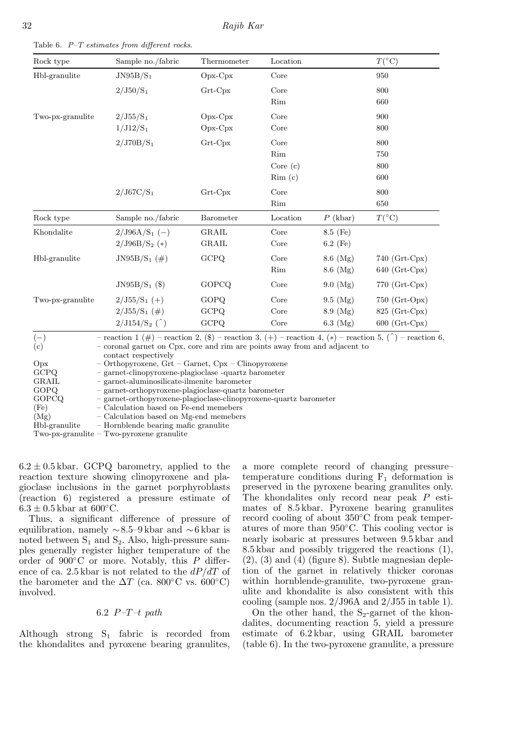Table 6. *P–T estimates from different rocks.*

| Rock type | Sample no./fabric | Thermometer | Location | | $T$(°C) |
|---|---|---|---|---|---|
| Hbl-granulite | JN95B/$S_1$ | Opx-Cpx | Core | | 950 |
| | 2/J50/$S_1$ | Grt-Cpx | Core | | 800 |
| | | | Rim | | 660 |
| Two-px-granulite | 2/J55/$S_1$ | Opx-Cpx | Core | | 900 |
| | 1/J12/$S_1$ | Opx-Cpx | Core | | 800 |
| | 2/J70B/$S_1$ | Grt-Cpx | Core | | 800 |
| | | | Rim | | 750 |
| | | | Core (c) | | 800 |
| | | | Rim (c) | | 600 |
| | 2/J67C/$S_1$ | Grt-Cpx | Core | | 800 |
| | | | Rim | | 650 |
| **Rock type** | **Sample no./fabric** | **Barometer** | **Location** | **$P$ (kbar)** | **$T$(°C)** |
| Khondalite | 2/J96A/$S_1$ (−) | GRAIL | Core | 8.5 (Fe) | |
| | 2/J96B/$S_2$ (∗) | GRAIL | Core | 6.2 (Fe) | |
| Hbl-granulite | JN95B/$S_1$ (#) | GCPQ | Core | 8.6 (Mg) | 740 (Grt-Cpx) |
| | | | Rim | 8.6 (Mg) | 640 (Grt-Cpx) |
| | JN95B/$S_1$ ($) | GOPCQ | Core | 9.0 (Mg) | 770 (Grt-Cpx) |
| Two-px-granulite | 2/J55/$S_1$ (+) | GOPQ | Core | 9.5 (Mg) | 750 (Grt-Opx) |
| | 2/J55/$S_1$ (#) | GCPQ | Core | 8.9 (Mg) | 825 (Grt-Cpx) |
| | 2/J154/$S_2$ (ˆ) | GCPQ | Core | 6.3 (Mg) | 600 (Grt-Cpx) |

(−) – reaction 1 (#) – reaction 2, ($) – reaction 3, (+) – reaction 4, (∗) – reaction 5, (ˆ) – reaction 6,
(c) – coronal garnet on Cpx, core and rim are points away from and adjacent to contact respectively
Opx – Orthopyroxene, Grt – Garnet, Cpx – Clinopyroxene
GCPQ – garnet-clinopyroxene-plagioclase -quartz barometer
GRAIL – garnet-aluminosilicate-ilmenite barometer
GOPQ – garnet-orthopyroxene-plagioclase-quartz barometer
GOPCQ – garnet-orthopyroxene-plagioclase-clinopyroxene-quartz barometer
(Fe) – Calculation based on Fe-end memebers
(Mg) – Calculation based on Mg-end memebers
Hbl-granulite – Hornblende bearing mafic granulite
Two-px-granulite – Two-pyroxene granulite

$6.2 \pm 0.5$ kbar. GCPQ barometry, applied to the reaction texture showing clinopyroxene and plagioclase inclusions in the garnet porphyroblasts (reaction 6) registered a pressure estimate of $6.3 \pm 0.5$ kbar at 600°C.

Thus, a significant difference of pressure of equilibration, namely ∼8.5–9 kbar and ∼6 kbar is noted between $S_1$ and $S_2$. Also, high-pressure samples generally register higher temperature of the order of 900°C or more. Notably, this $P$ difference of ca. 2.5 kbar is not related to the $dP/dT$ of the barometer and the $\Delta T$ (ca. 800°C vs. 600°C) involved.

### 6.2 $P$–$T$–$t$ path

Although strong $S_1$ fabric is recorded from the khondalites and pyroxene bearing granulites, a more complete record of changing pressure–temperature conditions during $F_1$ deformation is preserved in the pyroxene bearing granulites only. The khondalites only record near peak $P$ estimates of 8.5 kbar. Pyroxene bearing granulites record cooling of about 350°C from peak temperatures of more than 950°C. This cooling vector is nearly isobaric at pressures between 9.5 kbar and 8.5 kbar and possibly triggered the reactions (1), (2), (3) and (4) (figure 8). Subtle magnesian depletion of the garnet in relatively thicker coronas within hornblende-granulite, two-pyroxene granulite and khondalite is also consistent with this cooling (sample nos. 2/J96A and 2/J55 in table 1).

On the other hand, the $S_2$-garnet of the khondalites, documenting reaction 5, yield a pressure estimate of 6.2 kbar, using GRAIL barometer (table 6). In the two-pyroxene granulite, a pressure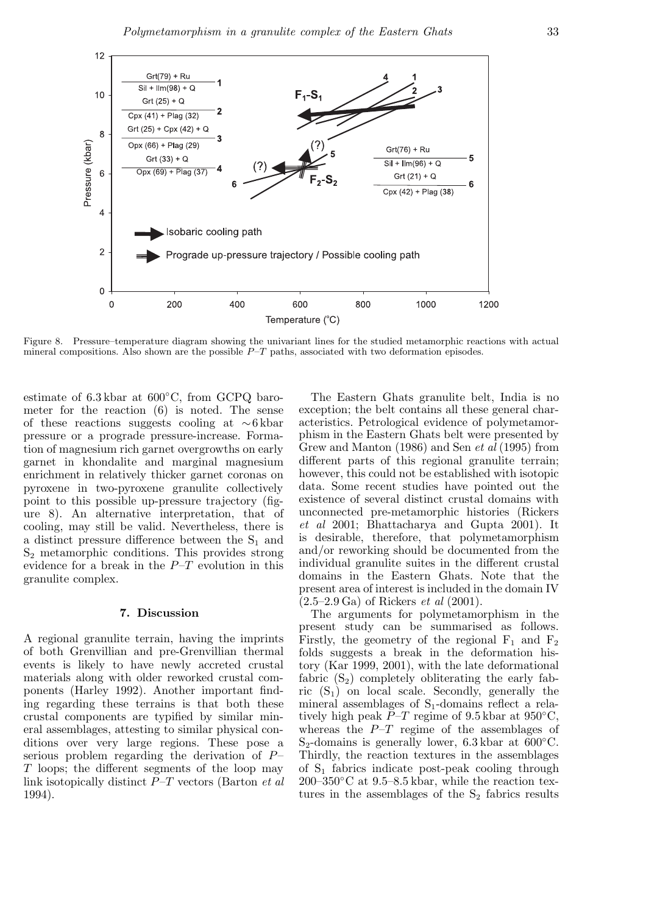Figure 8. Pressure–temperature diagram showing the univariant lines for the studied metamorphic reactions with actual mineral compositions. Also shown are the possible $P$–$T$ paths, associated with two deformation episodes.

estimate of 6.3 kbar at 600°C, from GCPQ barometer for the reaction (6) is noted. The sense of these reactions suggests cooling at ∼6 kbar pressure or a prograde pressure-increase. Formation of magnesium rich garnet overgrowths on early garnet in khondalite and marginal magnesium enrichment in relatively thicker garnet coronas on pyroxene in two-pyroxene granulite collectively point to this possible up-pressure trajectory (figure 8). An alternative interpretation, that of cooling, may still be valid. Nevertheless, there is a distinct pressure difference between the $S_1$ and $S_2$ metamorphic conditions. This provides strong evidence for a break in the $P$–$T$ evolution in this granulite complex.

## 7. Discussion

A regional granulite terrain, having the imprints of both Grenvillian and pre-Grenvillian thermal events is likely to have newly accreted crustal materials along with older reworked crustal components (Harley 1992). Another important finding regarding these terrains is that both these crustal components are typified by similar mineral assemblages, attesting to similar physical conditions over very large regions. These pose a serious problem regarding the derivation of $P$–$T$ loops; the different segments of the loop may link isotopically distinct $P$–$T$ vectors (Barton *et al* 1994).

The Eastern Ghats granulite belt, India is no exception; the belt contains all these general characteristics. Petrological evidence of polymetamorphism in the Eastern Ghats belt were presented by Grew and Manton (1986) and Sen *et al* (1995) from different parts of this regional granulite terrain; however, this could not be established with isotopic data. Some recent studies have pointed out the existence of several distinct crustal domains with unconnected pre-metamorphic histories (Rickers *et al* 2001; Bhattacharya and Gupta 2001). It is desirable, therefore, that polymetamorphism and/or reworking should be documented from the individual granulite suites in the different crustal domains in the Eastern Ghats. Note that the present area of interest is included in the domain IV (2.5–2.9 Ga) of Rickers *et al* (2001).

The arguments for polymetamorphism in the present study can be summarised as follows. Firstly, the geometry of the regional $F_1$ and $F_2$ folds suggests a break in the deformation history (Kar 1999, 2001), with the late deformational fabric ($S_2$) completely obliterating the early fabric ($S_1$) on local scale. Secondly, generally the mineral assemblages of $S_1$-domains reflect a relatively high peak $P$–$T$ regime of 9.5 kbar at 950°C, whereas the $P$–$T$ regime of the assemblages of $S_2$-domains is generally lower, 6.3 kbar at 600°C. Thirdly, the reaction textures in the assemblages of $S_1$ fabrics indicate post-peak cooling through 200–350°C at 9.5–8.5 kbar, while the reaction textures in the assemblages of the $S_2$ fabrics results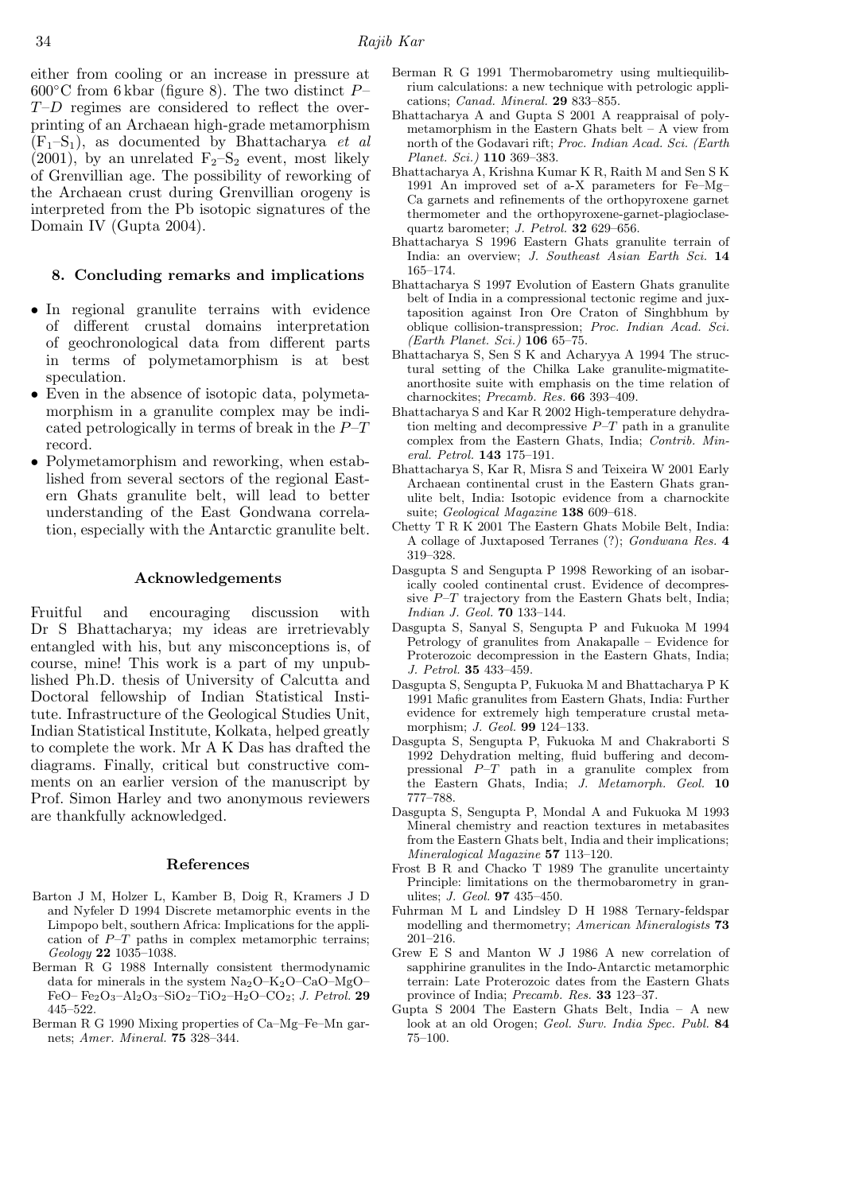either from cooling or an increase in pressure at 600°C from 6 kbar (figure 8). The two distinct $P$–$T$–$D$ regimes are considered to reflect the overprinting of an Archaean high-grade metamorphism ($F_1$–$S_1$), as documented by Bhattacharya *et al* (2001), by an unrelated $F_2$–$S_2$ event, most likely of Grenvillian age. The possibility of reworking of the Archaean crust during Grenvillian orogeny is interpreted from the Pb isotopic signatures of the Domain IV (Gupta 2004).

## 8. Concluding remarks and implications

- In regional granulite terrains with evidence of different crustal domains interpretation of geochronological data from different parts in terms of polymetamorphism is at best speculation.
- Even in the absence of isotopic data, polymetamorphism in a granulite complex may be indicated petrologically in terms of break in the $P$–$T$ record.
- Polymetamorphism and reworking, when established from several sectors of the regional Eastern Ghats granulite belt, will lead to better understanding of the East Gondwana correlation, especially with the Antarctic granulite belt.

## Acknowledgements

Fruitful and encouraging discussion with Dr S Bhattacharya; my ideas are irretrievably entangled with his, but any misconceptions is, of course, mine! This work is a part of my unpublished Ph.D. thesis of University of Calcutta and Doctoral fellowship of Indian Statistical Institute. Infrastructure of the Geological Studies Unit, Indian Statistical Institute, Kolkata, helped greatly to complete the work. Mr A K Das has drafted the diagrams. Finally, critical but constructive comments on an earlier version of the manuscript by Prof. Simon Harley and two anonymous reviewers are thankfully acknowledged.

## References

Barton J M, Holzer L, Kamber B, Doig R, Kramers J D and Nyfeler D 1994 Discrete metamorphic events in the Limpopo belt, southern Africa: Implications for the application of $P$–$T$ paths in complex metamorphic terrains; *Geology* **22** 1035–1038.

Berman R G 1988 Internally consistent thermodynamic data for minerals in the system $Na_2O$–$K_2O$–$CaO$–$MgO$–$FeO$–$Fe_2O_3$–$Al_2O_3$–$SiO_2$–$TiO_2$–$H_2O$–$CO_2$; *J. Petrol.* **29** 445–522.

Berman R G 1990 Mixing properties of Ca–Mg–Fe–Mn garnets; *Amer. Mineral.* **75** 328–344.

Berman R G 1991 Thermobarometry using multiequilibrium calculations: a new technique with petrologic applications; *Canad. Mineral.* **29** 833–855.

Bhattacharya A and Gupta S 2001 A reappraisal of polymetamorphism in the Eastern Ghats belt – A view from north of the Godavari rift; *Proc. Indian Acad. Sci. (Earth Planet. Sci.)* **110** 369–383.

Bhattacharya A, Krishna Kumar K R, Raith M and Sen S K 1991 An improved set of a-X parameters for Fe–Mg–Ca garnets and refinements of the orthopyroxene garnet thermometer and the orthopyroxene-garnet-plagioclase-quartz barometer; *J. Petrol.* **32** 629–656.

Bhattacharya S 1996 Eastern Ghats granulite terrain of India: an overview; *J. Southeast Asian Earth Sci.* **14** 165–174.

Bhattacharya S 1997 Evolution of Eastern Ghats granulite belt of India in a compressional tectonic regime and juxtaposition against Iron Ore Craton of Singhbhum by oblique collision-transpression; *Proc. Indian Acad. Sci. (Earth Planet. Sci.)* **106** 65–75.

Bhattacharya S, Sen S K and Acharyya A 1994 The structural setting of the Chilka Lake granulite-migmatite-anorthosite suite with emphasis on the time relation of charnockites; *Precamb. Res.* **66** 393–409.

Bhattacharya S and Kar R 2002 High-temperature dehydration melting and decompressive $P$–$T$ path in a granulite complex from the Eastern Ghats, India; *Contrib. Mineral. Petrol.* **143** 175–191.

Bhattacharya S, Kar R, Misra S and Teixeira W 2001 Early Archaean continental crust in the Eastern Ghats granulite belt, India: Isotopic evidence from a charnockite suite; *Geological Magazine* **138** 609–618.

Chetty T R K 2001 The Eastern Ghats Mobile Belt, India: A collage of Juxtaposed Terranes (?); *Gondwana Res.* **4** 319–328.

Dasgupta S and Sengupta P 1998 Reworking of an isobarically cooled continental crust. Evidence of decompressive $P$–$T$ trajectory from the Eastern Ghats belt, India; *Indian J. Geol.* **70** 133–144.

Dasgupta S, Sanyal S, Sengupta P and Fukuoka M 1994 Petrology of granulites from Anakapalle – Evidence for Proterozoic decompression in the Eastern Ghats, India; *J. Petrol.* **35** 433–459.

Dasgupta S, Sengupta P, Fukuoka M and Bhattacharya P K 1991 Mafic granulites from Eastern Ghats, India: Further evidence for extremely high temperature crustal metamorphism; *J. Geol.* **99** 124–133.

Dasgupta S, Sengupta P, Fukuoka M and Chakraborti S 1992 Dehydration melting, fluid buffering and decompressional $P$–$T$ path in a granulite complex from the Eastern Ghats, India; *J. Metamorph. Geol.* **10** 777–788.

Dasgupta S, Sengupta P, Mondal A and Fukuoka M 1993 Mineral chemistry and reaction textures in metabasites from the Eastern Ghats belt, India and their implications; *Mineralogical Magazine* **57** 113–120.

Frost B R and Chacko T 1989 The granulite uncertainty Principle: limitations on the thermobarometry in granulites; *J. Geol.* **97** 435–450.

Fuhrman M L and Lindsley D H 1988 Ternary-feldspar modelling and thermometry; *American Mineralogists* **73** 201–216.

Grew E S and Manton W J 1986 A new correlation of sapphirine granulites in the Indo-Antarctic metamorphic terrain: Late Proterozoic dates from the Eastern Ghats province of India; *Precamb. Res.* **33** 123–37.

Gupta S 2004 The Eastern Ghats Belt, India – A new look at an old Orogen; *Geol. Surv. India Spec. Publ.* **84** 75–100.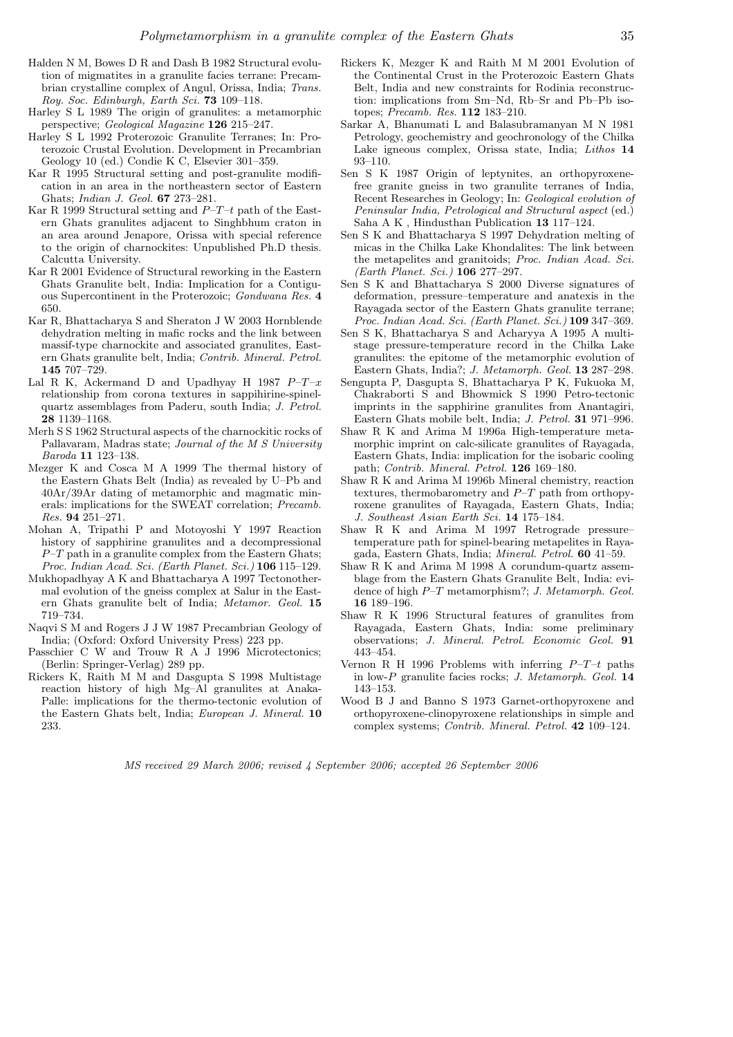Halden N M, Bowes D R and Dash B 1982 Structural evolution of migmatites in a granulite facies terrane: Precambrian crystalline complex of Angul, Orissa, India; *Trans. Roy. Soc. Edinburgh, Earth Sci.* **73** 109–118.

Harley S L 1989 The origin of granulites: a metamorphic perspective; *Geological Magazine* **126** 215–247.

Harley S L 1992 Proterozoic Granulite Terranes; In: Proterozoic Crustal Evolution. Development in Precambrian Geology 10 (ed.) Condie K C, Elsevier 301–359.

Kar R 1995 Structural setting and post-granulite modification in an area in the northeastern sector of Eastern Ghats; *Indian J. Geol.* **67** 273–281.

Kar R 1999 Structural setting and $P$–$T$–$t$ path of the Eastern Ghats granulites adjacent to Singhbhum craton in an area around Jenapore, Orissa with special reference to the origin of charnockites: Unpublished Ph.D thesis. Calcutta University.

Kar R 2001 Evidence of Structural reworking in the Eastern Ghats Granulite belt, India: Implication for a Contiguous Supercontinent in the Proterozoic; *Gondwana Res.* **4** 650.

Kar R, Bhattacharya S and Sheraton J W 2003 Hornblende dehydration melting in mafic rocks and the link between massif-type charnockite and associated granulites, Eastern Ghats granulite belt, India; *Contrib. Mineral. Petrol.* **145** 707–729.

Lal R K, Ackermand D and Upadhyay H 1987 $P$–$T$–$x$ relationship from corona textures in sappihirine-spinel-quartz assemblages from Paderu, south India; *J. Petrol.* **28** 1139–1168.

Merh S S 1962 Structural aspects of the charnockitic rocks of Pallavaram, Madras state; *Journal of the M S University Baroda* **11** 123–138.

Mezger K and Cosca M A 1999 The thermal history of the Eastern Ghats Belt (India) as revealed by U–Pb and 40Ar/39Ar dating of metamorphic and magmatic minerals: implications for the SWEAT correlation; *Precamb. Res.* **94** 251–271.

Mohan A, Tripathi P and Motoyoshi Y 1997 Reaction history of sapphirine granulites and a decompressional $P$–$T$ path in a granulite complex from the Eastern Ghats; *Proc. Indian Acad. Sci. (Earth Planet. Sci.)* **106** 115–129.

Mukhopadhyay A K and Bhattacharya A 1997 Tectonothermal evolution of the gneiss complex at Salur in the Eastern Ghats granulite belt of India; *Metamor. Geol.* **15** 719–734.

Naqvi S M and Rogers J J W 1987 Precambrian Geology of India; (Oxford: Oxford University Press) 223 pp.

Passchier C W and Trouw R A J 1996 Microtectonics; (Berlin: Springer-Verlag) 289 pp.

Rickers K, Raith M M and Dasgupta S 1998 Multistage reaction history of high Mg–Al granulites at Anaka-Palle: implications for the thermo-tectonic evolution of the Eastern Ghats belt, India; *European J. Mineral.* **10** 233.

Rickers K, Mezger K and Raith M M 2001 Evolution of the Continental Crust in the Proterozoic Eastern Ghats Belt, India and new constraints for Rodinia reconstruction: implications from Sm–Nd, Rb–Sr and Pb–Pb isotopes; *Precamb. Res.* **112** 183–210.

Sarkar A, Bhanumati L and Balasubramanyan M N 1981 Petrology, geochemistry and geochronology of the Chilka Lake igneous complex, Orissa state, India; *Lithos* **14** 93–110.

Sen S K 1987 Origin of leptynites, an orthopyroxene-free granite gneiss in two granulite terranes of India, Recent Researches in Geology; In: *Geological evolution of Peninsular India, Petrological and Structural aspect* (ed.) Saha A K , Hindusthan Publication **13** 117–124.

Sen S K and Bhattacharya S 1997 Dehydration melting of micas in the Chilka Lake Khondalites: The link between the metapelites and granitoids; *Proc. Indian Acad. Sci. (Earth Planet. Sci.)* **106** 277–297.

Sen S K and Bhattacharya S 2000 Diverse signatures of deformation, pressure–temperature and anatexis in the Rayagada sector of the Eastern Ghats granulite terrane; *Proc. Indian Acad. Sci. (Earth Planet. Sci.)* **109** 347–369.

Sen S K, Bhattacharya S and Acharyya A 1995 A multistage pressure-temperature record in the Chilka Lake granulites: the epitome of the metamorphic evolution of Eastern Ghats, India?; *J. Metamorph. Geol.* **13** 287–298.

Sengupta P, Dasgupta S, Bhattacharya P K, Fukuoka M, Chakraborti S and Bhowmick S 1990 Petro-tectonic imprints in the sapphirine granulites from Anantagiri, Eastern Ghats mobile belt, India; *J. Petrol.* **31** 971–996.

Shaw R K and Arima M 1996a High-temperature metamorphic imprint on calc-silicate granulites of Rayagada, Eastern Ghats, India: implication for the isobaric cooling path; *Contrib. Mineral. Petrol.* **126** 169–180.

Shaw R K and Arima M 1996b Mineral chemistry, reaction textures, thermobarometry and $P$–$T$ path from orthopyroxene granulites of Rayagada, Eastern Ghats, India; *J. Southeast Asian Earth Sci.* **14** 175–184.

Shaw R K and Arima M 1997 Retrograde pressure–temperature path for spinel-bearing metapelites in Rayagada, Eastern Ghats, India; *Mineral. Petrol.* **60** 41–59.

Shaw R K and Arima M 1998 A corundum-quartz assemblage from the Eastern Ghats Granulite Belt, India: evidence of high $P$–$T$ metamorphism?; *J. Metamorph. Geol.* **16** 189–196.

Shaw R K 1996 Structural features of granulites from Rayagada, Eastern Ghats, India: some preliminary observations; *J. Mineral. Petrol. Economic Geol.* **91** 443–454.

Vernon R H 1996 Problems with inferring $P$–$T$–$t$ paths in low-$P$ granulite facies rocks; *J. Metamorph. Geol.* **14** 143–153.

Wood B J and Banno S 1973 Garnet-orthopyroxene and orthopyroxene-clinopyroxene relationships in simple and complex systems; *Contrib. Mineral. Petrol.* **42** 109–124.

*MS received 29 March 2006; revised 4 September 2006; accepted 26 September 2006*